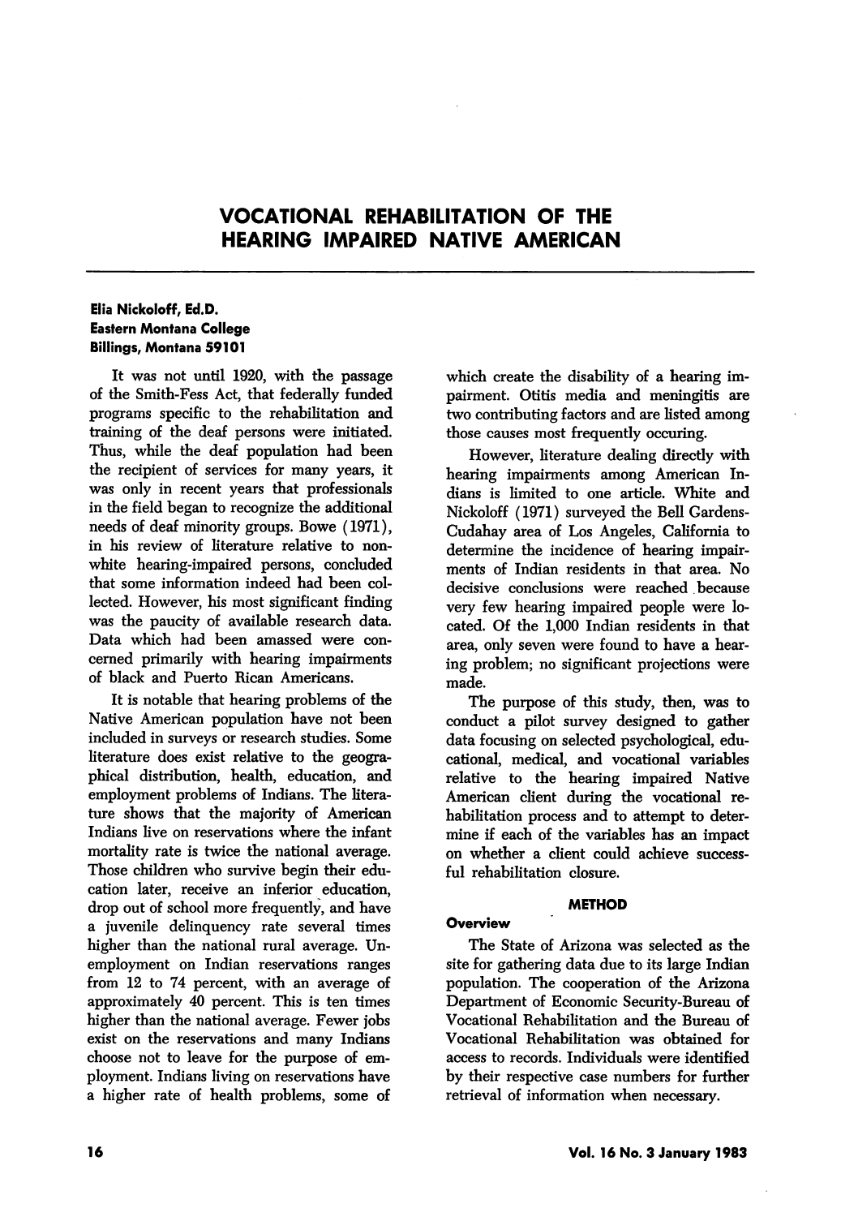# VOCATIONAL REHABILITATION OF THE HEARING IMPAIRED NATIVE AMERICAN

**Elia Nickoloff, Ed.D.**
**Eastern Montana College**
**Billings, Montana 59101**

It was not until 1920, with the passage of the Smith-Fess Act, that federally funded programs specific to the rehabilitation and training of the deaf persons were initiated. Thus, while the deaf population had been the recipient of services for many years, it was only in recent years that professionals in the field began to recognize the additional needs of deaf minority groups. Bowe (1971), in his review of literature relative to non-white hearing-impaired persons, concluded that some information indeed had been collected. However, his most significant finding was the paucity of available research data. Data which had been amassed were concerned primarily with hearing impairments of black and Puerto Rican Americans.

It is notable that hearing problems of the Native American population have not been included in surveys or research studies. Some literature does exist relative to the geographical distribution, health, education, and employment problems of Indians. The literature shows that the majority of American Indians live on reservations where the infant mortality rate is twice the national average. Those children who survive begin their education later, receive an inferior education, drop out of school more frequently, and have a juvenile delinquency rate several times higher than the national rural average. Unemployment on Indian reservations ranges from 12 to 74 percent, with an average of approximately 40 percent. This is ten times higher than the national average. Fewer jobs exist on the reservations and many Indians choose not to leave for the purpose of employment. Indians living on reservations have a higher rate of health problems, some of which create the disability of a hearing impairment. Otitis media and meningitis are two contributing factors and are listed among those causes most frequently occuring.

However, literature dealing directly with hearing impairments among American Indians is limited to one article. White and Nickoloff (1971) surveyed the Bell Gardens-Cudahay area of Los Angeles, California to determine the incidence of hearing impairments of Indian residents in that area. No decisive conclusions were reached because very few hearing impaired people were located. Of the 1,000 Indian residents in that area, only seven were found to have a hearing problem; no significant projections were made.

The purpose of this study, then, was to conduct a pilot survey designed to gather data focusing on selected psychological, educational, medical, and vocational variables relative to the hearing impaired Native American client during the vocational rehabilitation process and to attempt to determine if each of the variables has an impact on whether a client could achieve successful rehabilitation closure.

## METHOD

### Overview

The State of Arizona was selected as the site for gathering data due to its large Indian population. The cooperation of the Arizona Department of Economic Security-Bureau of Vocational Rehabilitation and the Bureau of Vocational Rehabilitation was obtained for access to records. Individuals were identified by their respective case numbers for further retrieval of information when necessary.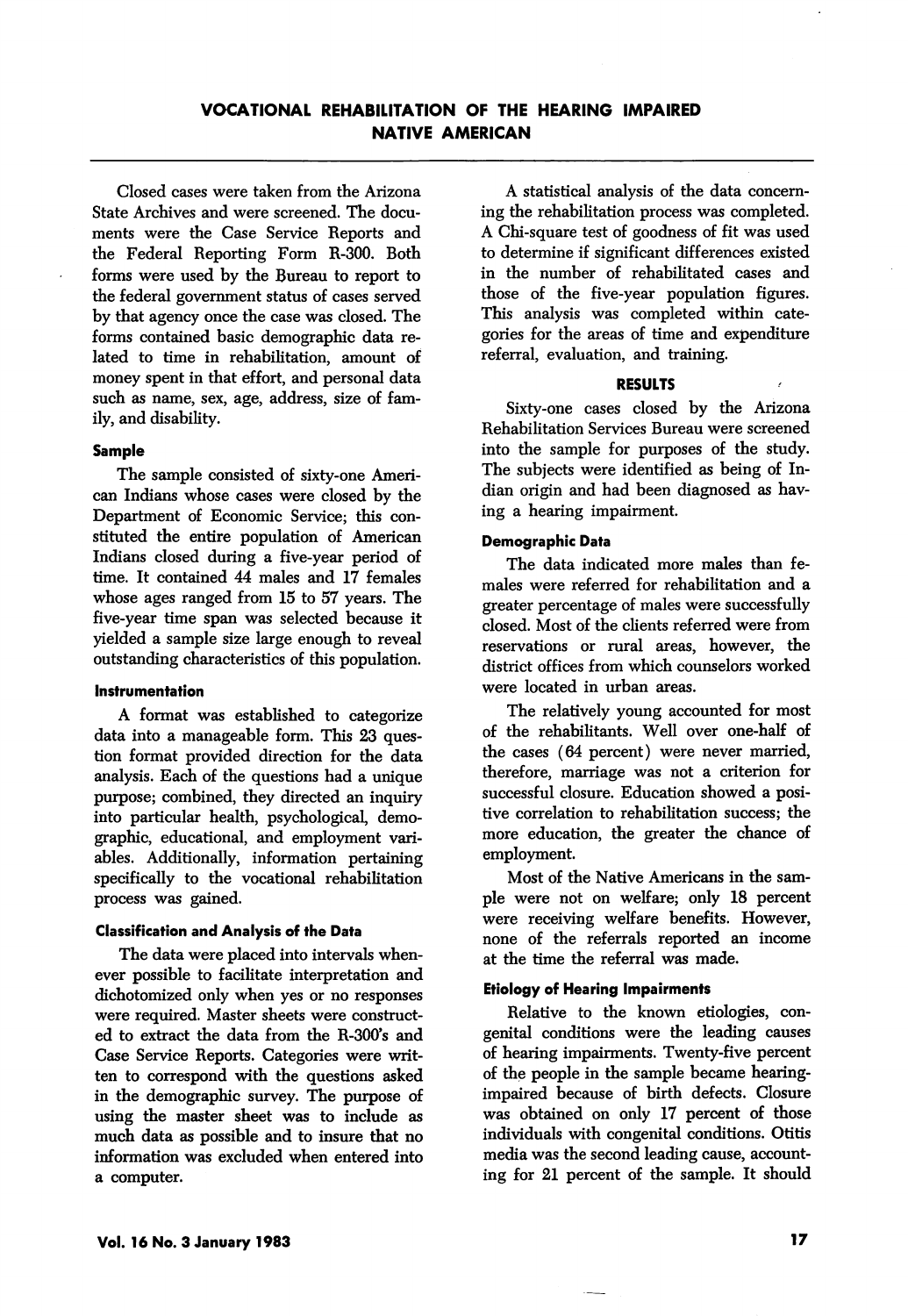Closed cases were taken from the Arizona State Archives and were screened. The documents were the Case Service Reports and the Federal Reporting Form R-300. Both forms were used by the Bureau to report to the federal government status of cases served by that agency once the case was closed. The forms contained basic demographic data related to time in rehabilitation, amount of money spent in that effort, and personal data such as name, sex, age, address, size of family, and disability.

### Sample

The sample consisted of sixty-one American Indians whose cases were closed by the Department of Economic Service; this constituted the entire population of American Indians closed during a five-year period of time. It contained 44 males and 17 females whose ages ranged from 15 to 57 years. The five-year time span was selected because it yielded a sample size large enough to reveal outstanding characteristics of this population.

### Instrumentation

A format was established to categorize data into a manageable form. This 23 question format provided direction for the data analysis. Each of the questions had a unique purpose; combined, they directed an inquiry into particular health, psychological, demographic, educational, and employment variables. Additionally, information pertaining specifically to the vocational rehabilitation process was gained.

### Classification and Analysis of the Data

The data were placed into intervals whenever possible to facilitate interpretation and dichotomized only when yes or no responses were required. Master sheets were constructed to extract the data from the R-300's and Case Service Reports. Categories were written to correspond with the questions asked in the demographic survey. The purpose of using the master sheet was to include as much data as possible and to insure that no information was excluded when entered into a computer.

A statistical analysis of the data concerning the rehabilitation process was completed. A Chi-square test of goodness of fit was used to determine if significant differences existed in the number of rehabilitated cases and those of the five-year population figures. This analysis was completed within categories for the areas of time and expenditure referral, evaluation, and training.

## RESULTS

Sixty-one cases closed by the Arizona Rehabilitation Services Bureau were screened into the sample for purposes of the study. The subjects were identified as being of Indian origin and had been diagnosed as having a hearing impairment.

### Demographic Data

The data indicated more males than females were referred for rehabilitation and a greater percentage of males were successfully closed. Most of the clients referred were from reservations or rural areas, however, the district offices from which counselors worked were located in urban areas.

The relatively young accounted for most of the rehabilitants. Well over one-half of the cases (64 percent) were never married, therefore, marriage was not a criterion for successful closure. Education showed a positive correlation to rehabilitation success; the more education, the greater the chance of employment.

Most of the Native Americans in the sample were not on welfare; only 18 percent were receiving welfare benefits. However, none of the referrals reported an income at the time the referral was made.

### Etiology of Hearing Impairments

Relative to the known etiologies, congenital conditions were the leading causes of hearing impairments. Twenty-five percent of the people in the sample became hearing-impaired because of birth defects. Closure was obtained on only 17 percent of those individuals with congenital conditions. Otitis media was the second leading cause, accounting for 21 percent of the sample. It should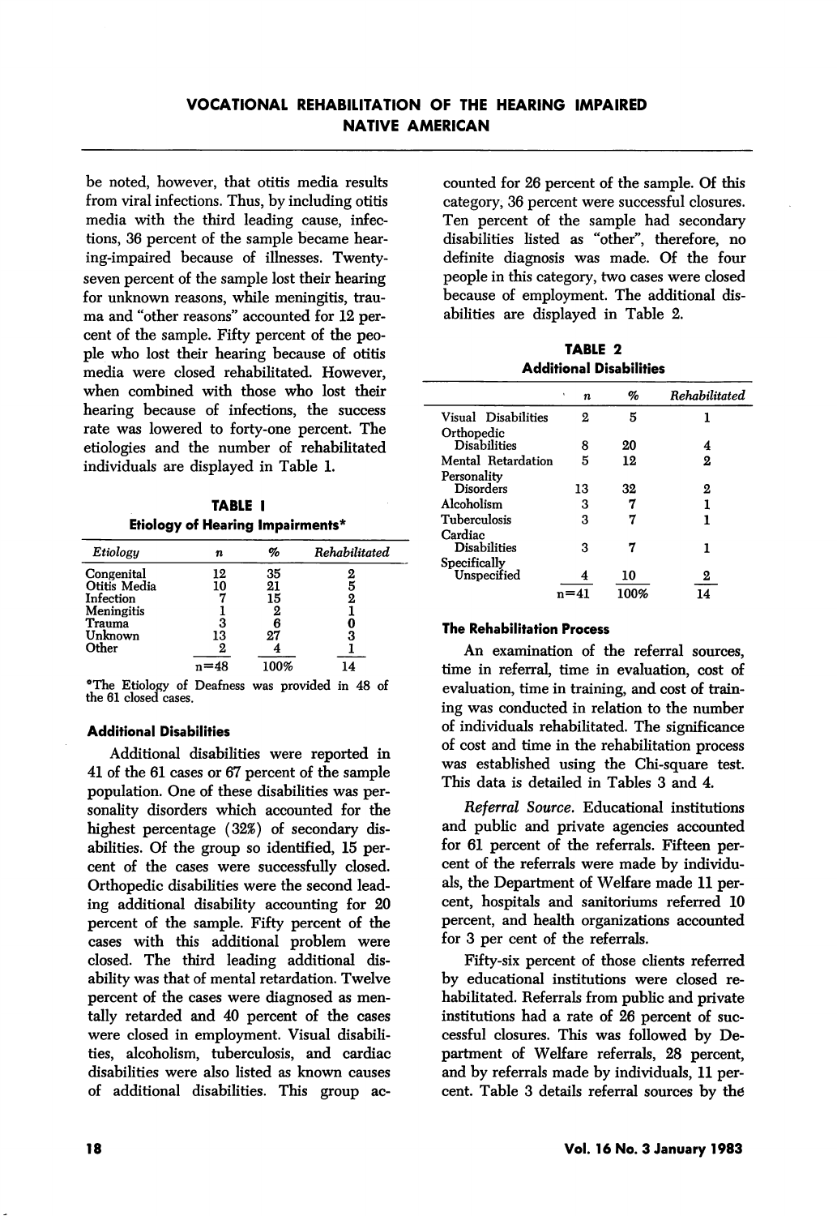be noted, however, that otitis media results from viral infections. Thus, by including otitis media with the third leading cause, infections, 36 percent of the sample became hearing-impaired because of illnesses. Twenty-seven percent of the sample lost their hearing for unknown reasons, while meningitis, trauma and "other reasons" accounted for 12 percent of the sample. Fifty percent of the people who lost their hearing because of otitis media were closed rehabilitated. However, when combined with those who lost their hearing because of infections, the success rate was lowered to forty-one percent. The etiologies and the number of rehabilitated individuals are displayed in Table 1.

**TABLE I**
**Etiology of Hearing Impairments***

| *Etiology* | *n* | *%* | *Rehabilitated* |
|---|---|---|---|
| Congenital | 12 | 35 | 2 |
| Otitis Media | 10 | 21 | 5 |
| Infection | 7 | 15 | 2 |
| Meningitis | 1 | 2 | 1 |
| Trauma | 3 | 6 | 0 |
| Unknown | 13 | 27 | 3 |
| Other | 2 | 4 | 1 |
| | n=48 | 100% | 14 |

*The Etiology of Deafness was provided in 48 of the 61 closed cases.

### Additional Disabilities

Additional disabilities were reported in 41 of the 61 cases or 67 percent of the sample population. One of these disabilities was personality disorders which accounted for the highest percentage (32%) of secondary disabilities. Of the group so identified, 15 percent of the cases were successfully closed. Orthopedic disabilities were the second leading additional disability accounting for 20 percent of the sample. Fifty percent of the cases with this additional problem were closed. The third leading additional disability was that of mental retardation. Twelve percent of the cases were diagnosed as mentally retarded and 40 percent of the cases were closed in employment. Visual disabilities, alcoholism, tuberculosis, and cardiac disabilities were also listed as known causes of additional disabilities. This group accounted for 26 percent of the sample. Of this category, 36 percent were successful closures. Ten percent of the sample had secondary disabilities listed as "other", therefore, no definite diagnosis was made. Of the four people in this category, two cases were closed because of employment. The additional disabilities are displayed in Table 2.

**TABLE 2**
**Additional Disabilities**

| | *n* | *%* | *Rehabilitated* |
|---|---|---|---|
| Visual Disabilities | 2 | 5 | 1 |
| Orthopedic Disabilities | 8 | 20 | 4 |
| Mental Retardation | 5 | 12 | 2 |
| Personality Disorders | 13 | 32 | 2 |
| Alcoholism | 3 | 7 | 1 |
| Tuberculosis | 3 | 7 | 1 |
| Cardiac Disabilities | 3 | 7 | 1 |
| Specifically Unspecified | 4 | 10 | 2 |
| | n=41 | 100% | 14 |

### The Rehabilitation Process

An examination of the referral sources, time in referral, time in evaluation, cost of evaluation, time in training, and cost of training was conducted in relation to the number of individuals rehabilitated. The significance of cost and time in the rehabilitation process was established using the Chi-square test. This data is detailed in Tables 3 and 4.

*Referral Source.* Educational institutions and public and private agencies accounted for 61 percent of the referrals. Fifteen percent of the referrals were made by individuals, the Department of Welfare made 11 percent, hospitals and sanitoriums referred 10 percent, and health organizations accounted for 3 per cent of the referrals.

Fifty-six percent of those clients referred by educational institutions were closed rehabilitated. Referrals from public and private institutions had a rate of 26 percent of successful closures. This was followed by Department of Welfare referrals, 28 percent, and by referrals made by individuals, 11 percent. Table 3 details referral sources by the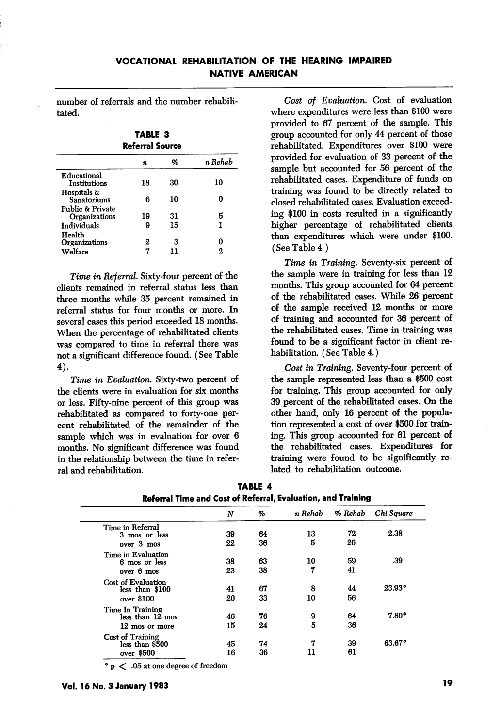number of referrals and the number rehabilitated.

**TABLE 3**
**Referral Source**

| | *n* | % | *n Rehab* |
|---|---|---|---|
| Educational Institutions | 18 | 30 | 10 |
| Hospitals & Sanatoriums | 6 | 10 | 0 |
| Public & Private Organizations | 19 | 31 | 5 |
| Individuals | 9 | 15 | 1 |
| Health Organizations | 2 | 3 | 0 |
| Welfare | 7 | 11 | 2 |

*Time in Referral.* Sixty-four percent of the clients remained in referral status less than three months while 35 percent remained in referral status for four months or more. In several cases this period exceeded 18 months. When the percentage of rehabilitated clients was compared to time in referral there was not a significant difference found. (See Table 4).

*Time in Evaluation.* Sixty-two percent of the clients were in evaluation for six months or less. Fifty-nine percent of this group was rehabilitated as compared to forty-one percent rehabilitated of the remainder of the sample which was in evaluation for over 6 months. No significant difference was found in the relationship between the time in referral and rehabilitation.

*Cost of Evaluation.* Cost of evaluation where expenditures were less than $100 were provided to 67 percent of the sample. This group accounted for only 44 percent of those rehabilitated. Expenditures over $100 were provided for evaluation of 33 percent of the sample but accounted for 56 percent of the rehabilitated cases. Expenditure of funds on training was found to be directly related to closed rehabilitated cases. Evaluation exceeding $100 in costs resulted in a significantly higher percentage of rehabilitated clients than expenditures which were under $100. (See Table 4.)

*Time in Training.* Seventy-six percent of the sample were in training for less than 12 months. This group accounted for 64 percent of the rehabilitated cases. While 26 percent of the sample received 12 months or more of training and accounted for 36 percent of the rehabilitated cases. Time in training was found to be a significant factor in client rehabilitation. (See Table 4.)

*Cost in Training.* Seventy-four percent of the sample represented less than a $500 cost for training. This group accounted for only 39 percent of the rehabilitated cases. On the other hand, only 16 percent of the population represented a cost of over $500 for training. This group accounted for 61 percent of the rehabilitated cases. Expenditures for training were found to be significantly related to rehabilitation outcome.

**TABLE 4**
**Referral Time and Cost of Referral, Evaluation, and Training**

| | *N* | % | *n Rehab* | *% Rehab* | *Chi Square* |
|---|---|---|---|---|---|
| Time in Referral | | | | | |
| 3 mos or less | 39 | 64 | 13 | 72 | 2.38 |
| over 3 mos | 22 | 36 | 5 | 26 | |
| Time in Evaluation | | | | | |
| 6 mos or less | 38 | 63 | 10 | 59 | .39 |
| over 6 mos | 23 | 38 | 7 | 41 | |
| Cost of Evaluation | | | | | |
| less than $100 | 41 | 67 | 8 | 44 | 23.93* |
| over $100 | 20 | 33 | 10 | 56 | |
| Time In Training | | | | | |
| less than 12 mos | 46 | 76 | 9 | 64 | 7.89* |
| 12 mos or more | 15 | 24 | 5 | 36 | |
| Cost of Training | | | | | |
| less than $500 | 45 | 74 | 7 | 39 | 63.67* |
| over $500 | 16 | 36 | 11 | 61 | |

* $p < .05$ at one degree of freedom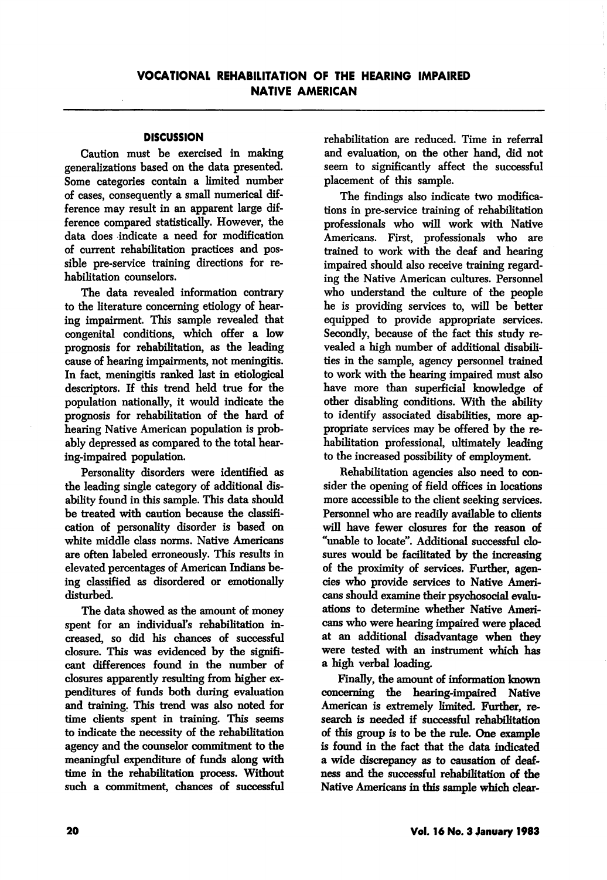## DISCUSSION

Caution must be exercised in making generalizations based on the data presented. Some categories contain a limited number of cases, consequently a small numerical difference may result in an apparent large difference compared statistically. However, the data does indicate a need for modification of current rehabilitation practices and possible pre-service training directions for rehabilitation counselors.

The data revealed information contrary to the literature concerning etiology of hearing impairment. This sample revealed that congenital conditions, which offer a low prognosis for rehabilitation, as the leading cause of hearing impairments, not meningitis. In fact, meningitis ranked last in etiological descriptors. If this trend held true for the population nationally, it would indicate the prognosis for rehabilitation of the hard of hearing Native American population is probably depressed as compared to the total hearing-impaired population.

Personality disorders were identified as the leading single category of additional disability found in this sample. This data should be treated with caution because the classification of personality disorder is based on white middle class norms. Native Americans are often labeled erroneously. This results in elevated percentages of American Indians being classified as disordered or emotionally disturbed.

The data showed as the amount of money spent for an individual's rehabilitation increased, so did his chances of successful closure. This was evidenced by the significant differences found in the number of closures apparently resulting from higher expenditures of funds both during evaluation and training. This trend was also noted for time clients spent in training. This seems to indicate the necessity of the rehabilitation agency and the counselor commitment to the meaningful expenditure of funds along with time in the rehabilitation process. Without such a commitment, chances of successful rehabilitation are reduced. Time in referral and evaluation, on the other hand, did not seem to significantly affect the successful placement of this sample.

The findings also indicate two modifications in pre-service training of rehabilitation professionals who will work with Native Americans. First, professionals who are trained to work with the deaf and hearing impaired should also receive training regarding the Native American cultures. Personnel who understand the culture of the people he is providing services to, will be better equipped to provide appropriate services. Secondly, because of the fact this study revealed a high number of additional disabilities in the sample, agency personnel trained to work with the hearing impaired must also have more than superficial knowledge of other disabling conditions. With the ability to identify associated disabilities, more appropriate services may be offered by the rehabilitation professional, ultimately leading to the increased possibility of employment.

Rehabilitation agencies also need to consider the opening of field offices in locations more accessible to the client seeking services. Personnel who are readily available to clients will have fewer closures for the reason of "unable to locate". Additional successful closures would be facilitated by the increasing of the proximity of services. Further, agencies who provide services to Native Americans should examine their psychosocial evaluations to determine whether Native Americans who were hearing impaired were placed at an additional disadvantage when they were tested with an instrument which has a high verbal loading.

Finally, the amount of information known concerning the hearing-impaired Native American is extremely limited. Further, research is needed if successful rehabilitation of this group is to be the rule. One example is found in the fact that the data indicated a wide discrepancy as to causation of deafness and the successful rehabilitation of the Native Americans in this sample which clear-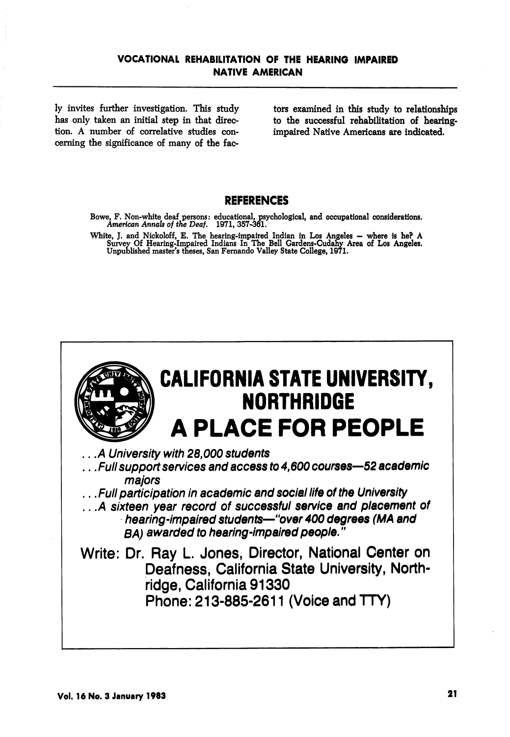ly invites further investigation. This study has only taken an initial step in that direction. A number of correlative studies concerning the significance of many of the factors examined in this study to relationships to the successful rehabilitation of hearing-impaired Native Americans are indicated.

## REFERENCES

Bowe, F. Non-white deaf persons: educational, psychological, and occupational considerations. *American Annals of the Deaf.* 1971, 357-361.

White, J. and Nickoloff, E. The hearing-impaired Indian in Los Angeles – where is he? A Survey Of Hearing-Impaired Indians In The Bell Gardens-Cudahy Area of Los Angeles. Unpublished master's theses, San Fernando Valley State College, 1971.

# CALIFORNIA STATE UNIVERSITY, NORTHRIDGE

# A PLACE FOR PEOPLE

*. . .A University with 28,000 students*

*. . .Full support services and access to 4,600 courses—52 academic majors*

*. . .Full participation in academic and social life of the University*

*. . .A sixteen year record of successful service and placement of hearing-impaired students—"over 400 degrees (MA and BA) awarded to hearing-impaired people."*

Write: Dr. Ray L. Jones, Director, National Center on Deafness, California State University, Northridge, California 91330
Phone: 213-885-2611 (Voice and TTY)